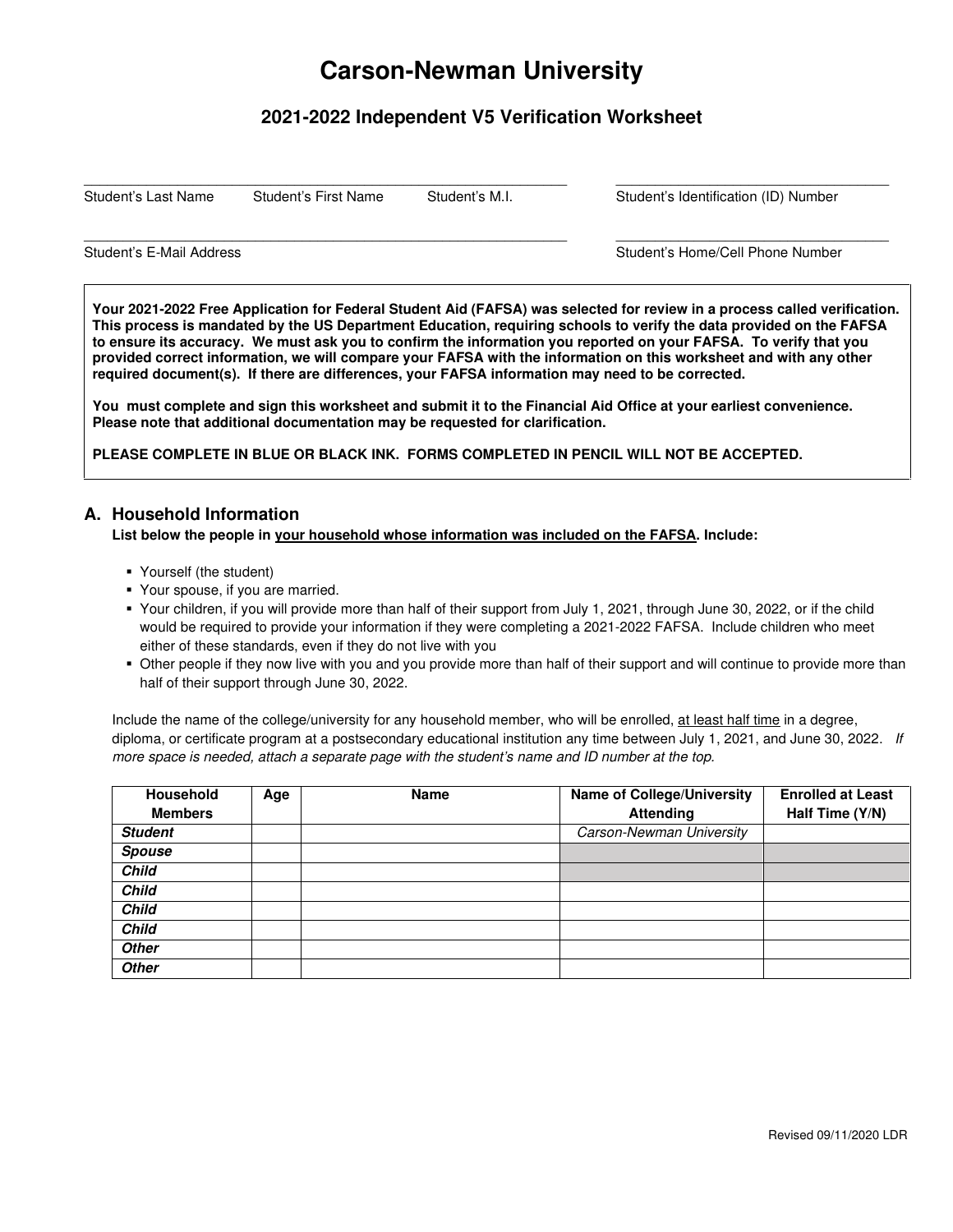# Carson-Newman University

## 2021-2022 Independent V5 Verification Worksheet

Student's Last Name ____ Student's First Name ____ Student's M.I. ____ Student's Identification (ID) Number ____

Student's E-Mail Address ____ Student's Home/Cell Phone Number ____

**Your 2021-2022 Free Application for Federal Student Aid (FAFSA) was selected for review in a process called verification. This process is mandated by the US Department Education, requiring schools to verify the data provided on the FAFSA to ensure its accuracy. We must ask you to confirm the information you reported on your FAFSA. To verify that you provided correct information, we will compare your FAFSA with the information on this worksheet and with any other required document(s). If there are differences, your FAFSA information may need to be corrected.**

**You must complete and sign this worksheet and submit it to the Financial Aid Office at your earliest convenience. Please note that additional documentation may be requested for clarification.**

**PLEASE COMPLETE IN BLUE OR BLACK INK. FORMS COMPLETED IN PENCIL WILL NOT BE ACCEPTED.**

### A. Household Information

**List below the people in <u>your household whose information was included on the FAFSA</u>. Include:**

- Yourself (the student)
- Your spouse, if you are married.
- Your children, if you will provide more than half of their support from July 1, 2021, through June 30, 2022, or if the child would be required to provide your information if they were completing a 2021-2022 FAFSA. Include children who meet either of these standards, even if they do not live with you
- Other people if they now live with you and you provide more than half of their support and will continue to provide more than half of their support through June 30, 2022.

Include the name of the college/university for any household member, who will be enrolled, <u>at least half time</u> in a degree, diploma, or certificate program at a postsecondary educational institution any time between July 1, 2021, and June 30, 2022. *If more space is needed, attach a separate page with the student's name and ID number at the top.*

| Household Members | Age | Name | Name of College/University Attending | Enrolled at Least Half Time (Y/N) |
|---|---|---|---|---|
| ***Student*** | | | *Carson-Newman University* | |
| ***Spouse*** | | | | |
| ***Child*** | | | | |
| ***Child*** | | | | |
| ***Child*** | | | | |
| ***Child*** | | | | |
| ***Other*** | | | | |
| ***Other*** | | | | |

Revised 09/11/2020 LDR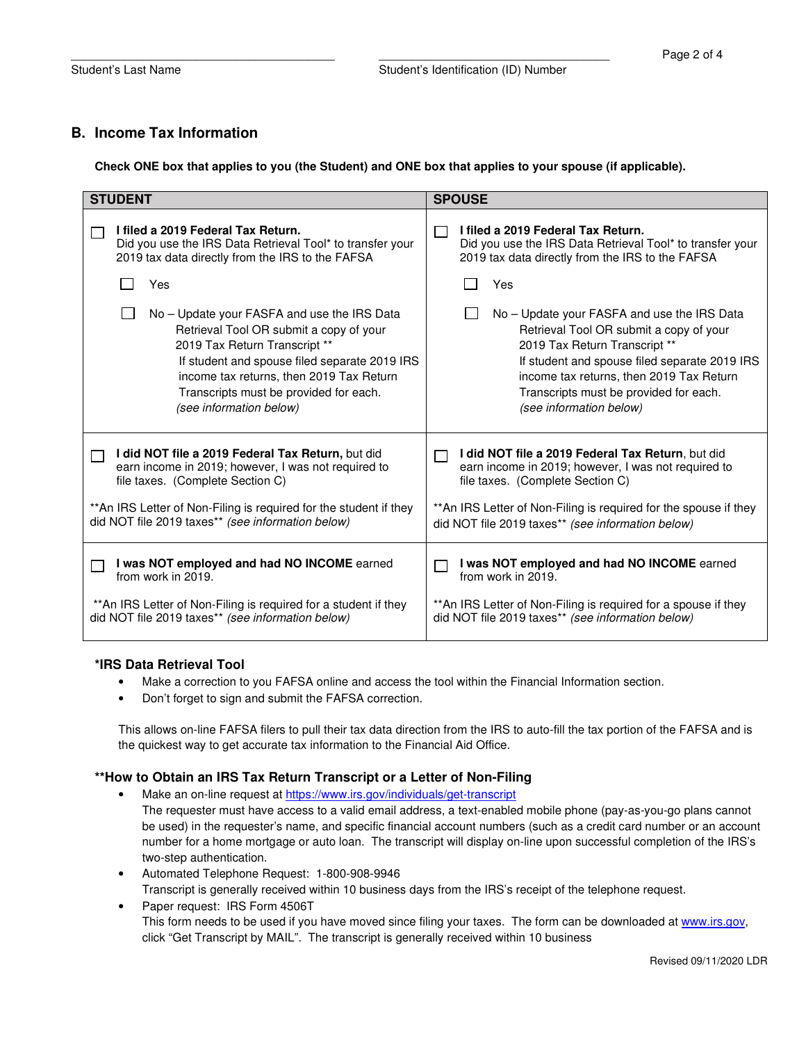Student's Last Name ____________________ Student's Identification (ID) Number ____________________

## B. Income Tax Information

**Check ONE box that applies to you (the Student) and ONE box that applies to your spouse (if applicable).**

| STUDENT | SPOUSE |
|---|---|
| ☐ **I filed a 2019 Federal Tax Return.** Did you use the IRS Data Retrieval Tool* to transfer your 2019 tax data directly from the IRS to the FAFSA<br><br>☐ Yes<br><br>☐ No – Update your FAFSA and use the IRS Data Retrieval Tool OR submit a copy of your 2019 Tax Return Transcript ** If student and spouse filed separate 2019 IRS income tax returns, then 2019 Tax Return Transcripts must be provided for each. *(see information below)* | ☐ **I filed a 2019 Federal Tax Return.** Did you use the IRS Data Retrieval Tool* to transfer your 2019 tax data directly from the IRS to the FAFSA<br><br>☐ Yes<br><br>☐ No – Update your FAFSA and use the IRS Data Retrieval Tool OR submit a copy of your 2019 Tax Return Transcript ** If student and spouse filed separate 2019 IRS income tax returns, then 2019 Tax Return Transcripts must be provided for each. *(see information below)* |
| ☐ **I did NOT file a 2019 Federal Tax Return,** but did earn income in 2019; however, I was not required to file taxes. (Complete Section C)<br><br>**An IRS Letter of Non-Filing is required for the student if they did NOT file 2019 taxes** *(see information below)* | ☐ **I did NOT file a 2019 Federal Tax Return**, but did earn income in 2019; however, I was not required to file taxes. (Complete Section C)<br><br>**An IRS Letter of Non-Filing is required for the spouse if they did NOT file 2019 taxes** *(see information below)* |
| ☐ **I was NOT employed and had NO INCOME** earned from work in 2019.<br><br>**An IRS Letter of Non-Filing is required for a student if they did NOT file 2019 taxes** *(see information below)* | ☐ **I was NOT employed and had NO INCOME** earned from work in 2019.<br><br>**An IRS Letter of Non-Filing is required for a spouse if they did NOT file 2019 taxes** *(see information below)* |

### *IRS Data Retrieval Tool

- Make a correction to you FAFSA online and access the tool within the Financial Information section.
- Don't forget to sign and submit the FAFSA correction.

This allows on-line FAFSA filers to pull their tax data direction from the IRS to auto-fill the tax portion of the FAFSA and is the quickest way to get accurate tax information to the Financial Aid Office.

### **How to Obtain an IRS Tax Return Transcript or a Letter of Non-Filing

- Make an on-line request at https://www.irs.gov/individuals/get-transcript
  The requester must have access to a valid email address, a text-enabled mobile phone (pay-as-you-go plans cannot be used) in the requester's name, and specific financial account numbers (such as a credit card number or an account number for a home mortgage or auto loan. The transcript will display on-line upon successful completion of the IRS's two-step authentication.
- Automated Telephone Request: 1-800-908-9946
  Transcript is generally received within 10 business days from the IRS's receipt of the telephone request.
- Paper request: IRS Form 4506T
  This form needs to be used if you have moved since filing your taxes. The form can be downloaded at www.irs.gov, click "Get Transcript by MAIL". The transcript is generally received within 10 business

Revised 09/11/2020 LDR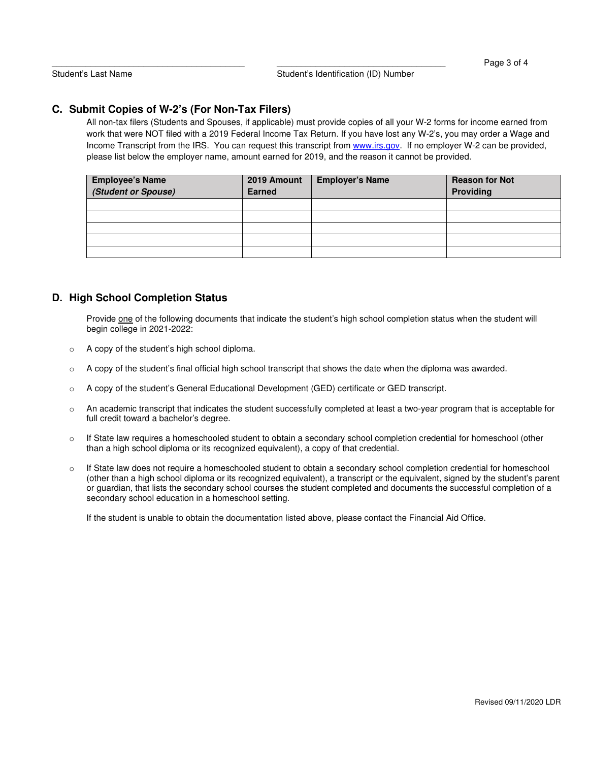Student's Last Name Student's Identification (ID) Number

## C. Submit Copies of W-2's (For Non-Tax Filers)

All non-tax filers (Students and Spouses, if applicable) must provide copies of all your W-2 forms for income earned from work that were NOT filed with a 2019 Federal Income Tax Return. If you have lost any W-2's, you may order a Wage and Income Transcript from the IRS. You can request this transcript from www.irs.gov. If no employer W-2 can be provided, please list below the employer name, amount earned for 2019, and the reason it cannot be provided.

| **Employee's Name** ***(Student or Spouse)*** | **2019 Amount Earned** | **Employer's Name** | **Reason for Not Providing** |
|---|---|---|---|
| | | | |
| | | | |
| | | | |
| | | | |
| | | | |

## D. High School Completion Status

Provide <u>one</u> of the following documents that indicate the student's high school completion status when the student will begin college in 2021-2022:

- A copy of the student's high school diploma.
- A copy of the student's final official high school transcript that shows the date when the diploma was awarded.
- A copy of the student's General Educational Development (GED) certificate or GED transcript.
- An academic transcript that indicates the student successfully completed at least a two-year program that is acceptable for full credit toward a bachelor's degree.
- If State law requires a homeschooled student to obtain a secondary school completion credential for homeschool (other than a high school diploma or its recognized equivalent), a copy of that credential.
- If State law does not require a homeschooled student to obtain a secondary school completion credential for homeschool (other than a high school diploma or its recognized equivalent), a transcript or the equivalent, signed by the student's parent or guardian, that lists the secondary school courses the student completed and documents the successful completion of a secondary school education in a homeschool setting.

If the student is unable to obtain the documentation listed above, please contact the Financial Aid Office.

Revised 09/11/2020 LDR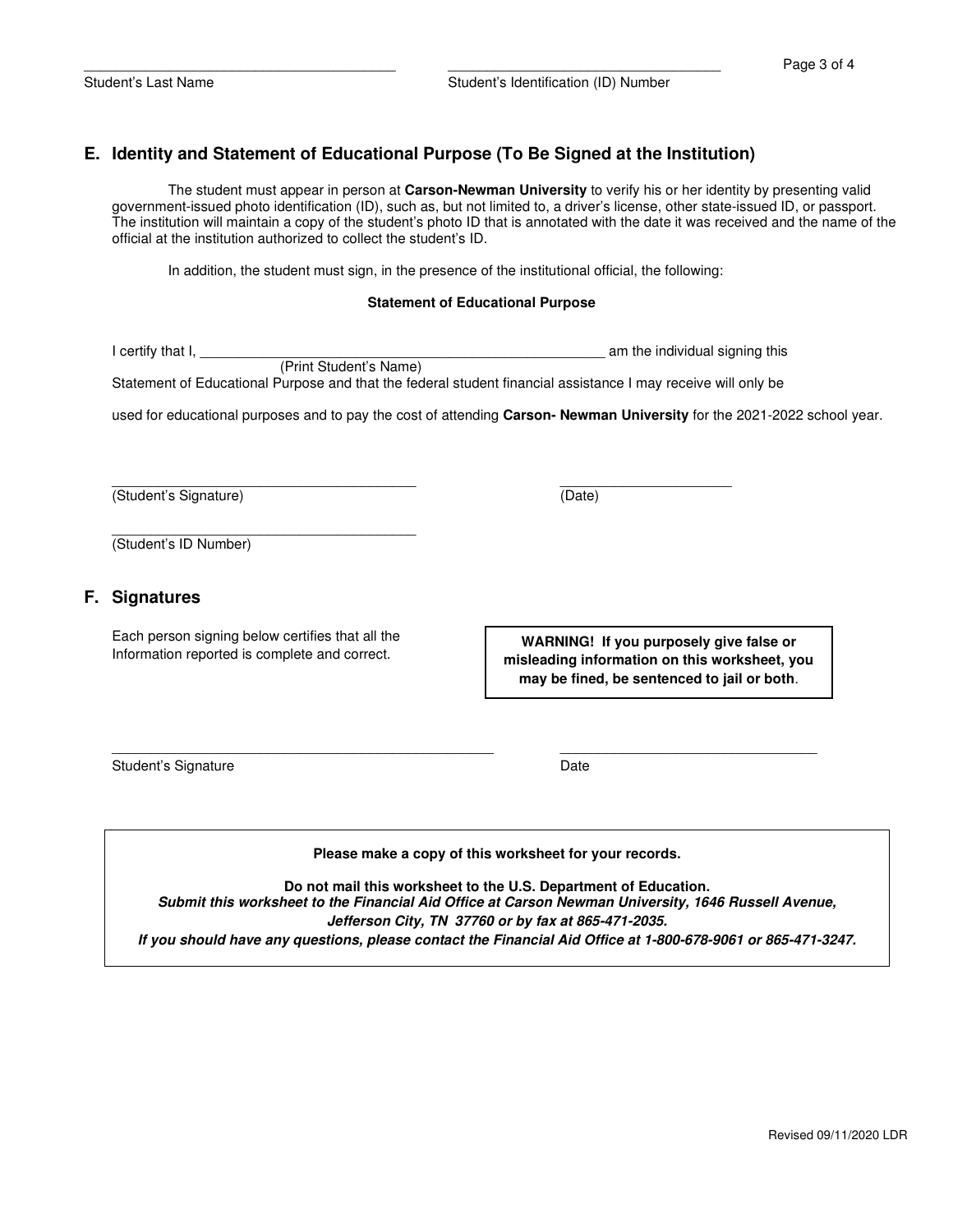\_\_\_\_\_\_\_\_\_\_\_\_\_\_\_\_\_\_\_\_\_\_\_\_\_\_\_\_\_\_\_\_\_\_\_\_\_\_\_\_ \_\_\_\_\_\_\_\_\_\_\_\_\_\_\_\_\_\_\_\_\_\_\_\_\_\_\_\_\_\_\_\_\_\_\_\_\_\_\_\_

Student's Last Name Student's Identification (ID) Number

## E. Identity and Statement of Educational Purpose (To Be Signed at the Institution)

The student must appear in person at **Carson-Newman University** to verify his or her identity by presenting valid government-issued photo identification (ID), such as, but not limited to, a driver's license, other state-issued ID, or passport. The institution will maintain a copy of the student's photo ID that is annotated with the date it was received and the name of the official at the institution authorized to collect the student's ID.

In addition, the student must sign, in the presence of the institutional official, the following:

**Statement of Educational Purpose**

I certify that I, \_\_\_\_\_\_\_\_\_\_\_\_\_\_\_\_\_\_\_\_\_\_\_\_\_\_\_\_\_\_\_\_\_\_\_\_\_\_\_\_\_\_\_\_\_\_\_\_\_\_ am the individual signing this
(Print Student's Name)
Statement of Educational Purpose and that the federal student financial assistance I may receive will only be used for educational purposes and to pay the cost of attending **Carson- Newman University** for the 2021-2022 school year.

\_\_\_\_\_\_\_\_\_\_\_\_\_\_\_\_\_\_\_\_\_\_\_\_\_\_\_\_\_\_\_\_\_\_\_\_\_\_\_\_ \_\_\_\_\_\_\_\_\_\_\_\_\_\_\_\_\_\_\_\_\_\_\_\_
(Student's Signature) (Date)

\_\_\_\_\_\_\_\_\_\_\_\_\_\_\_\_\_\_\_\_\_\_\_\_\_\_\_\_\_\_\_\_\_\_\_\_\_\_\_\_
(Student's ID Number)

## F. Signatures

Each person signing below certifies that all the Information reported is complete and correct.

**WARNING! If you purposely give false or misleading information on this worksheet, you may be fined, be sentenced to jail or both**.

\_\_\_\_\_\_\_\_\_\_\_\_\_\_\_\_\_\_\_\_\_\_\_\_\_\_\_\_\_\_\_\_\_\_\_\_\_\_\_\_\_\_\_\_\_\_\_\_ \_\_\_\_\_\_\_\_\_\_\_\_\_\_\_\_\_\_\_\_\_\_\_\_\_\_\_\_\_\_\_\_\_\_\_\_
Student's Signature Date

**Please make a copy of this worksheet for your records.**

**Do not mail this worksheet to the U.S. Department of Education.**
***Submit this worksheet to the Financial Aid Office at Carson Newman University, 1646 Russell Avenue, Jefferson City, TN 37760 or by fax at 865-471-2035.***
***If you should have any questions, please contact the Financial Aid Office at 1-800-678-9061 or 865-471-3247.***

Revised 09/11/2020 LDR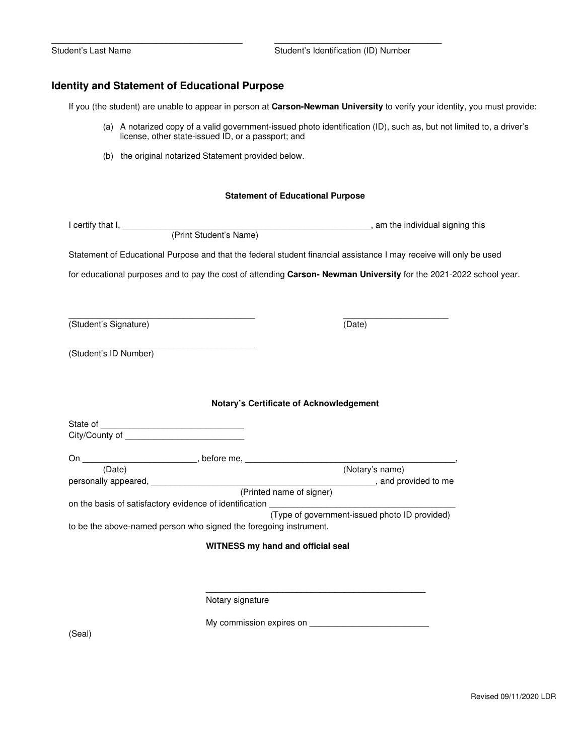\_\_\_\_\_\_\_\_\_\_\_\_\_\_\_\_\_\_\_\_\_\_\_\_\_\_\_\_\_\_\_\_\_\_\_\_\_\_\_ Student's Last Name

\_\_\_\_\_\_\_\_\_\_\_\_\_\_\_\_\_\_\_\_\_\_\_\_\_\_\_\_\_\_\_\_\_\_\_ Student's Identification (ID) Number

## Identity and Statement of Educational Purpose

If you (the student) are unable to appear in person at **Carson-Newman University** to verify your identity, you must provide:

(a) A notarized copy of a valid government-issued photo identification (ID), such as, but not limited to, a driver's license, other state-issued ID, or a passport; and

(b) the original notarized Statement provided below.

### Statement of Educational Purpose

I certify that I, \_\_\_\_\_\_\_\_\_\_\_\_\_\_\_\_\_\_\_\_\_\_\_\_\_\_\_\_\_\_\_\_\_\_\_\_\_\_\_\_\_\_\_\_\_\_\_\_\_\_\_\_\_\_\_ (Print Student's Name), am the individual signing this Statement of Educational Purpose and that the federal student financial assistance I may receive will only be used for educational purposes and to pay the cost of attending **Carson- Newman University** for the 2021-2022 school year.

\_\_\_\_\_\_\_\_\_\_\_\_\_\_\_\_\_\_\_\_\_\_\_\_\_\_\_\_\_\_\_\_\_\_\_\_\_\_\_ (Student's Signature)

\_\_\_\_\_\_\_\_\_\_\_\_\_\_\_\_\_\_\_\_\_\_ (Date)

\_\_\_\_\_\_\_\_\_\_\_\_\_\_\_\_\_\_\_\_\_\_\_\_\_\_\_\_\_\_\_\_\_\_\_\_\_\_\_ (Student's ID Number)

### Notary's Certificate of Acknowledgement

State of \_\_\_\_\_\_\_\_\_\_\_\_\_\_\_\_\_\_\_\_\_\_\_\_\_\_\_\_\_\_\_

City/County of \_\_\_\_\_\_\_\_\_\_\_\_\_\_\_\_\_\_\_\_\_\_\_\_\_\_

On \_\_\_\_\_\_\_\_\_\_\_\_\_\_\_\_\_\_\_\_\_\_\_\_ (Date), before me, \_\_\_\_\_\_\_\_\_\_\_\_\_\_\_\_\_\_\_\_\_\_\_\_\_\_\_\_\_\_\_\_\_\_\_\_\_\_\_\_\_\_\_\_ (Notary's name), personally appeared, \_\_\_\_\_\_\_\_\_\_\_\_\_\_\_\_\_\_\_\_\_\_\_\_\_\_\_\_\_\_\_\_\_\_\_\_\_\_\_\_\_\_\_\_\_\_\_\_ (Printed name of signer), and provided to me on the basis of satisfactory evidence of identification \_\_\_\_\_\_\_\_\_\_\_\_\_\_\_\_\_\_\_\_\_\_\_\_\_\_\_\_\_\_\_\_\_\_\_\_\_\_\_\_ (Type of government-issued photo ID provided) to be the above-named person who signed the foregoing instrument.

**WITNESS my hand and official seal**

\_\_\_\_\_\_\_\_\_\_\_\_\_\_\_\_\_\_\_\_\_\_\_\_\_\_\_\_\_\_\_\_\_\_\_\_\_\_\_\_\_\_\_\_\_\_

Notary signature

My commission expires on \_\_\_\_\_\_\_\_\_\_\_\_\_\_\_\_\_\_\_\_\_\_\_\_\_\_

(Seal)

Revised 09/11/2020 LDR